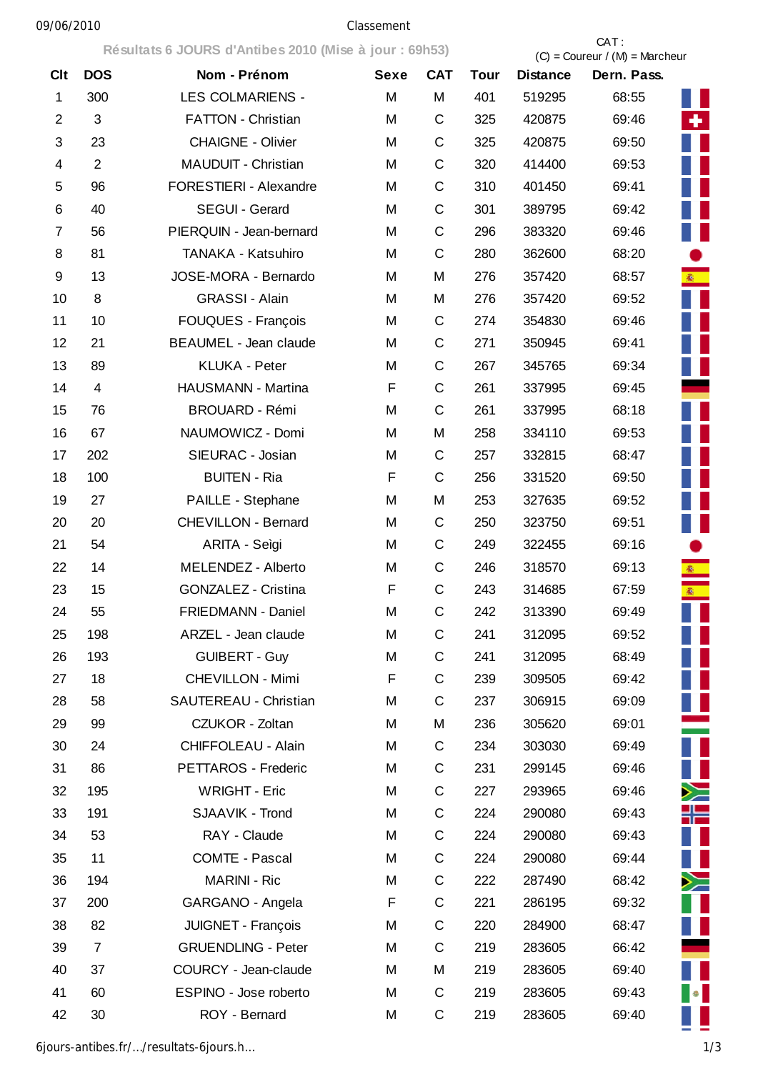# Classement

Résultats 6 JOURS d'Antibes 2010 (Mise à jour : 69h53)

CAT : (C) = Coureur / (M) = Marcheur

| Clt | DOS | Nom - Prénom | Sexe | CAT | Tour | Distance | Dern. Pass. |
|---|---|---|---|---|---|---|---|
| 1 | 300 | LES COLMARIENS - | M | M | 401 | 519295 | 68:55 |
| 2 | 3 | FATTON - Christian | M | C | 325 | 420875 | 69:46 |
| 3 | 23 | CHAIGNE - Olivier | M | C | 325 | 420875 | 69:50 |
| 4 | 2 | MAUDUIT - Christian | M | C | 320 | 414400 | 69:53 |
| 5 | 96 | FORESTIERI - Alexandre | M | C | 310 | 401450 | 69:41 |
| 6 | 40 | SEGUI - Gerard | M | C | 301 | 389795 | 69:42 |
| 7 | 56 | PIERQUIN - Jean-bernard | M | C | 296 | 383320 | 69:46 |
| 8 | 81 | TANAKA - Katsuhiro | M | C | 280 | 362600 | 68:20 |
| 9 | 13 | JOSE-MORA - Bernardo | M | M | 276 | 357420 | 68:57 |
| 10 | 8 | GRASSI - Alain | M | M | 276 | 357420 | 69:52 |
| 11 | 10 | FOUQUES - François | M | C | 274 | 354830 | 69:46 |
| 12 | 21 | BEAUMEL - Jean claude | M | C | 271 | 350945 | 69:41 |
| 13 | 89 | KLUKA - Peter | M | C | 267 | 345765 | 69:34 |
| 14 | 4 | HAUSMANN - Martina | F | C | 261 | 337995 | 69:45 |
| 15 | 76 | BROUARD - Rémi | M | C | 261 | 337995 | 68:18 |
| 16 | 67 | NAUMOWICZ - Domi | M | M | 258 | 334110 | 69:53 |
| 17 | 202 | SIEURAC - Josian | M | C | 257 | 332815 | 68:47 |
| 18 | 100 | BUITEN - Ria | F | C | 256 | 331520 | 69:50 |
| 19 | 27 | PAILLE - Stephane | M | M | 253 | 327635 | 69:52 |
| 20 | 20 | CHEVILLON - Bernard | M | C | 250 | 323750 | 69:51 |
| 21 | 54 | ARITA - Seìgi | M | C | 249 | 322455 | 69:16 |
| 22 | 14 | MELENDEZ - Alberto | M | C | 246 | 318570 | 69:13 |
| 23 | 15 | GONZALEZ - Cristina | F | C | 243 | 314685 | 67:59 |
| 24 | 55 | FRIEDMANN - Daniel | M | C | 242 | 313390 | 69:49 |
| 25 | 198 | ARZEL - Jean claude | M | C | 241 | 312095 | 69:52 |
| 26 | 193 | GUIBERT - Guy | M | C | 241 | 312095 | 68:49 |
| 27 | 18 | CHEVILLON - Mimi | F | C | 239 | 309505 | 69:42 |
| 28 | 58 | SAUTEREAU - Christian | M | C | 237 | 306915 | 69:09 |
| 29 | 99 | CZUKOR - Zoltan | M | M | 236 | 305620 | 69:01 |
| 30 | 24 | CHIFFOLEAU - Alain | M | C | 234 | 303030 | 69:49 |
| 31 | 86 | PETTAROS - Frederic | M | C | 231 | 299145 | 69:46 |
| 32 | 195 | WRIGHT - Eric | M | C | 227 | 293965 | 69:46 |
| 33 | 191 | SJAAVIK - Trond | M | C | 224 | 290080 | 69:43 |
| 34 | 53 | RAY - Claude | M | C | 224 | 290080 | 69:43 |
| 35 | 11 | COMTE - Pascal | M | C | 224 | 290080 | 69:44 |
| 36 | 194 | MARINI - Ric | M | C | 222 | 287490 | 68:42 |
| 37 | 200 | GARGANO - Angela | F | C | 221 | 286195 | 69:32 |
| 38 | 82 | JUIGNET - François | M | C | 220 | 284900 | 68:47 |
| 39 | 7 | GRUENDLING - Peter | M | C | 219 | 283605 | 66:42 |
| 40 | 37 | COURCY - Jean-claude | M | M | 219 | 283605 | 69:40 |
| 41 | 60 | ESPINO - Jose roberto | M | C | 219 | 283605 | 69:43 |
| 42 | 30 | ROY - Bernard | M | C | 219 | 283605 | 69:40 |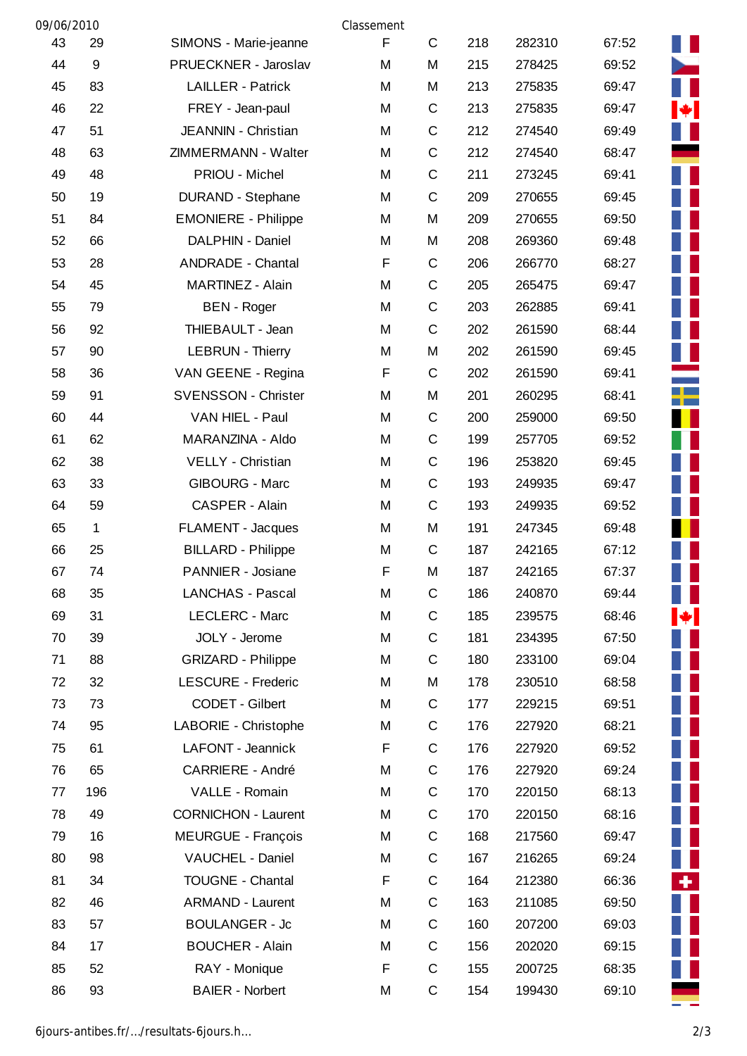| | | | | | | | | |
|---|---|---|---|---|---|---|---|---|
| 43 | 29 | SIMONS - Marie-jeanne | F | C | 218 | 282310 | 67:52 | |
| 44 | 9 | PRUECKNER - Jaroslav | M | M | 215 | 278425 | 69:52 | |
| 45 | 83 | LAILLER - Patrick | M | M | 213 | 275835 | 69:47 | |
| 46 | 22 | FREY - Jean-paul | M | C | 213 | 275835 | 69:47 | |
| 47 | 51 | JEANNIN - Christian | M | C | 212 | 274540 | 69:49 | |
| 48 | 63 | ZIMMERMANN - Walter | M | C | 212 | 274540 | 68:47 | |
| 49 | 48 | PRIOU - Michel | M | C | 211 | 273245 | 69:41 | |
| 50 | 19 | DURAND - Stephane | M | C | 209 | 270655 | 69:45 | |
| 51 | 84 | EMONIERE - Philippe | M | M | 209 | 270655 | 69:50 | |
| 52 | 66 | DALPHIN - Daniel | M | M | 208 | 269360 | 69:48 | |
| 53 | 28 | ANDRADE - Chantal | F | C | 206 | 266770 | 68:27 | |
| 54 | 45 | MARTINEZ - Alain | M | C | 205 | 265475 | 69:47 | |
| 55 | 79 | BEN - Roger | M | C | 203 | 262885 | 69:41 | |
| 56 | 92 | THIEBAULT - Jean | M | C | 202 | 261590 | 68:44 | |
| 57 | 90 | LEBRUN - Thierry | M | M | 202 | 261590 | 69:45 | |
| 58 | 36 | VAN GEENE - Regina | F | C | 202 | 261590 | 69:41 | |
| 59 | 91 | SVENSSON - Christer | M | M | 201 | 260295 | 68:41 | |
| 60 | 44 | VAN HIEL - Paul | M | C | 200 | 259000 | 69:50 | |
| 61 | 62 | MARANZINA - Aldo | M | C | 199 | 257705 | 69:52 | |
| 62 | 38 | VELLY - Christian | M | C | 196 | 253820 | 69:45 | |
| 63 | 33 | GIBOURG - Marc | M | C | 193 | 249935 | 69:47 | |
| 64 | 59 | CASPER - Alain | M | C | 193 | 249935 | 69:52 | |
| 65 | 1 | FLAMENT - Jacques | M | M | 191 | 247345 | 69:48 | |
| 66 | 25 | BILLARD - Philippe | M | C | 187 | 242165 | 67:12 | |
| 67 | 74 | PANNIER - Josiane | F | M | 187 | 242165 | 67:37 | |
| 68 | 35 | LANCHAS - Pascal | M | C | 186 | 240870 | 69:44 | |
| 69 | 31 | LECLERC - Marc | M | C | 185 | 239575 | 68:46 | |
| 70 | 39 | JOLY - Jerome | M | C | 181 | 234395 | 67:50 | |
| 71 | 88 | GRIZARD - Philippe | M | C | 180 | 233100 | 69:04 | |
| 72 | 32 | LESCURE - Frederic | M | M | 178 | 230510 | 68:58 | |
| 73 | 73 | CODET - Gilbert | M | C | 177 | 229215 | 69:51 | |
| 74 | 95 | LABORIE - Christophe | M | C | 176 | 227920 | 68:21 | |
| 75 | 61 | LAFONT - Jeannick | F | C | 176 | 227920 | 69:52 | |
| 76 | 65 | CARRIERE - André | M | C | 176 | 227920 | 69:24 | |
| 77 | 196 | VALLE - Romain | M | C | 170 | 220150 | 68:13 | |
| 78 | 49 | CORNICHON - Laurent | M | C | 170 | 220150 | 68:16 | |
| 79 | 16 | MEURGUE - François | M | C | 168 | 217560 | 69:47 | |
| 80 | 98 | VAUCHEL - Daniel | M | C | 167 | 216265 | 69:24 | |
| 81 | 34 | TOUGNE - Chantal | F | C | 164 | 212380 | 66:36 | |
| 82 | 46 | ARMAND - Laurent | M | C | 163 | 211085 | 69:50 | |
| 83 | 57 | BOULANGER - Jc | M | C | 160 | 207200 | 69:03 | |
| 84 | 17 | BOUCHER - Alain | M | C | 156 | 202020 | 69:15 | |
| 85 | 52 | RAY - Monique | F | C | 155 | 200725 | 68:35 | |
| 86 | 93 | BAIER - Norbert | M | C | 154 | 199430 | 69:10 | |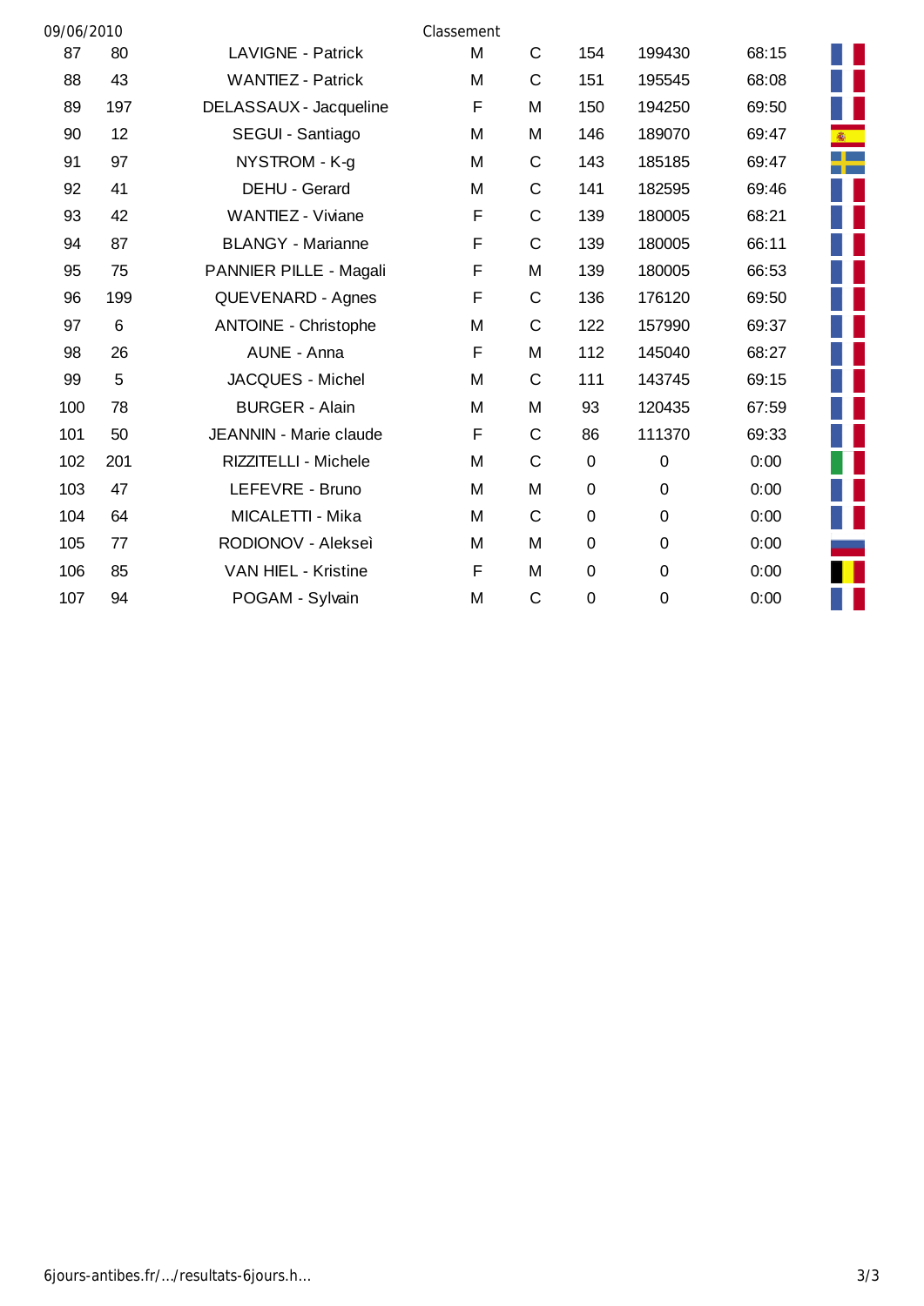| | | | | | | | | |
|---|---|---|---|---|---|---|---|---|
| 87 | 80 | LAVIGNE - Patrick | M | C | 154 | 199430 | 68:15 | |
| 88 | 43 | WANTIEZ - Patrick | M | C | 151 | 195545 | 68:08 | |
| 89 | 197 | DELASSAUX - Jacqueline | F | M | 150 | 194250 | 69:50 | |
| 90 | 12 | SEGUI - Santiago | M | M | 146 | 189070 | 69:47 | |
| 91 | 97 | NYSTROM - K-g | M | C | 143 | 185185 | 69:47 | |
| 92 | 41 | DEHU - Gerard | M | C | 141 | 182595 | 69:46 | |
| 93 | 42 | WANTIEZ - Viviane | F | C | 139 | 180005 | 68:21 | |
| 94 | 87 | BLANGY - Marianne | F | C | 139 | 180005 | 66:11 | |
| 95 | 75 | PANNIER PILLE - Magali | F | M | 139 | 180005 | 66:53 | |
| 96 | 199 | QUEVENARD - Agnes | F | C | 136 | 176120 | 69:50 | |
| 97 | 6 | ANTOINE - Christophe | M | C | 122 | 157990 | 69:37 | |
| 98 | 26 | AUNE - Anna | F | M | 112 | 145040 | 68:27 | |
| 99 | 5 | JACQUES - Michel | M | C | 111 | 143745 | 69:15 | |
| 100 | 78 | BURGER - Alain | M | M | 93 | 120435 | 67:59 | |
| 101 | 50 | JEANNIN - Marie claude | F | C | 86 | 111370 | 69:33 | |
| 102 | 201 | RIZZITELLI - Michele | M | C | 0 | 0 | 0:00 | |
| 103 | 47 | LEFEVRE - Bruno | M | M | 0 | 0 | 0:00 | |
| 104 | 64 | MICALETTI - Mika | M | C | 0 | 0 | 0:00 | |
| 105 | 77 | RODIONOV - Alekseì | M | M | 0 | 0 | 0:00 | |
| 106 | 85 | VAN HIEL - Kristine | F | M | 0 | 0 | 0:00 | |
| 107 | 94 | POGAM - Sylvain | M | C | 0 | 0 | 0:00 | |